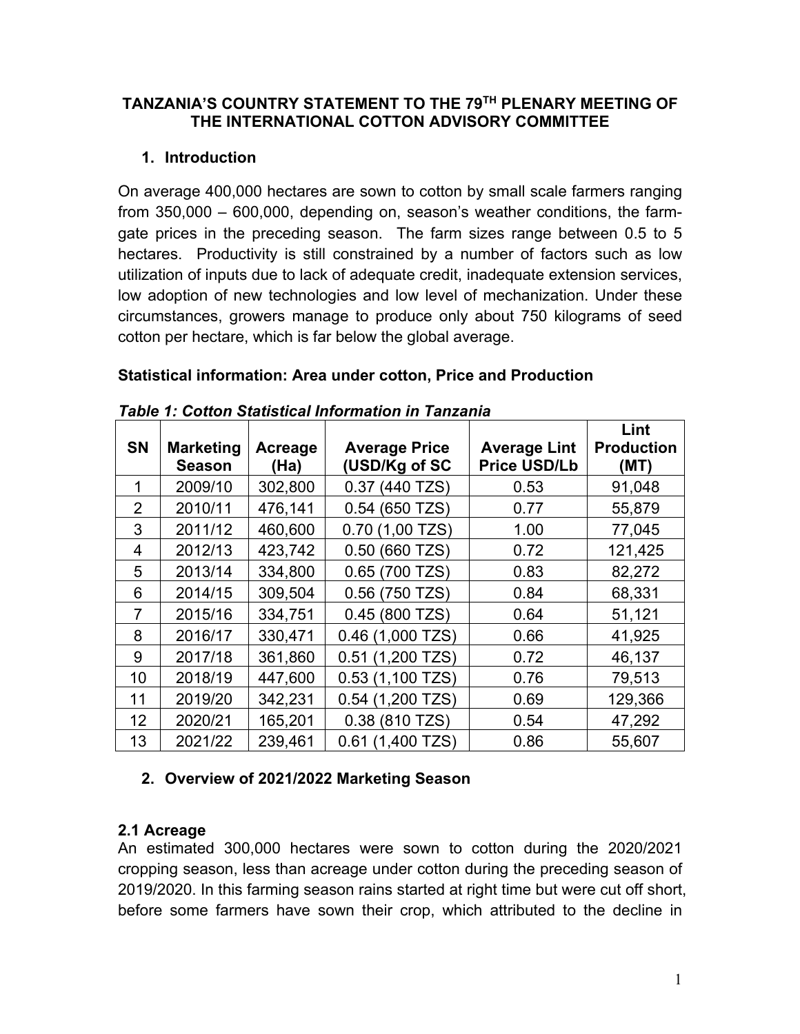**TANZANIA'S COUNTRY STATEMENT TO THE 79TH PLENARY MEETING OF THE INTERNATIONAL COTTON ADVISORY COMMITTEE**

## 1. Introduction

On average 400,000 hectares are sown to cotton by small scale farmers ranging from 350,000 – 600,000, depending on, season's weather conditions, the farm-gate prices in the preceding season. The farm sizes range between 0.5 to 5 hectares. Productivity is still constrained by a number of factors such as low utilization of inputs due to lack of adequate credit, inadequate extension services, low adoption of new technologies and low level of mechanization. Under these circumstances, growers manage to produce only about 750 kilograms of seed cotton per hectare, which is far below the global average.

**Statistical information: Area under cotton, Price and Production**

***Table 1: Cotton Statistical Information in Tanzania***

| SN | Marketing Season | Acreage (Ha) | Average Price (USD/Kg of SC | Average Lint Price USD/Lb | Lint Production (MT) |
|---|---|---|---|---|---|
| 1 | 2009/10 | 302,800 | 0.37 (440 TZS) | 0.53 | 91,048 |
| 2 | 2010/11 | 476,141 | 0.54 (650 TZS) | 0.77 | 55,879 |
| 3 | 2011/12 | 460,600 | 0.70 (1,00 TZS) | 1.00 | 77,045 |
| 4 | 2012/13 | 423,742 | 0.50 (660 TZS) | 0.72 | 121,425 |
| 5 | 2013/14 | 334,800 | 0.65 (700 TZS) | 0.83 | 82,272 |
| 6 | 2014/15 | 309,504 | 0.56 (750 TZS) | 0.84 | 68,331 |
| 7 | 2015/16 | 334,751 | 0.45 (800 TZS) | 0.64 | 51,121 |
| 8 | 2016/17 | 330,471 | 0.46 (1,000 TZS) | 0.66 | 41,925 |
| 9 | 2017/18 | 361,860 | 0.51 (1,200 TZS) | 0.72 | 46,137 |
| 10 | 2018/19 | 447,600 | 0.53 (1,100 TZS) | 0.76 | 79,513 |
| 11 | 2019/20 | 342,231 | 0.54 (1,200 TZS) | 0.69 | 129,366 |
| 12 | 2020/21 | 165,201 | 0.38 (810 TZS) | 0.54 | 47,292 |
| 13 | 2021/22 | 239,461 | 0.61 (1,400 TZS) | 0.86 | 55,607 |

## 2. Overview of 2021/2022 Marketing Season

### 2.1 Acreage

An estimated 300,000 hectares were sown to cotton during the 2020/2021 cropping season, less than acreage under cotton during the preceding season of 2019/2020. In this farming season rains started at right time but were cut off short, before some farmers have sown their crop, which attributed to the decline in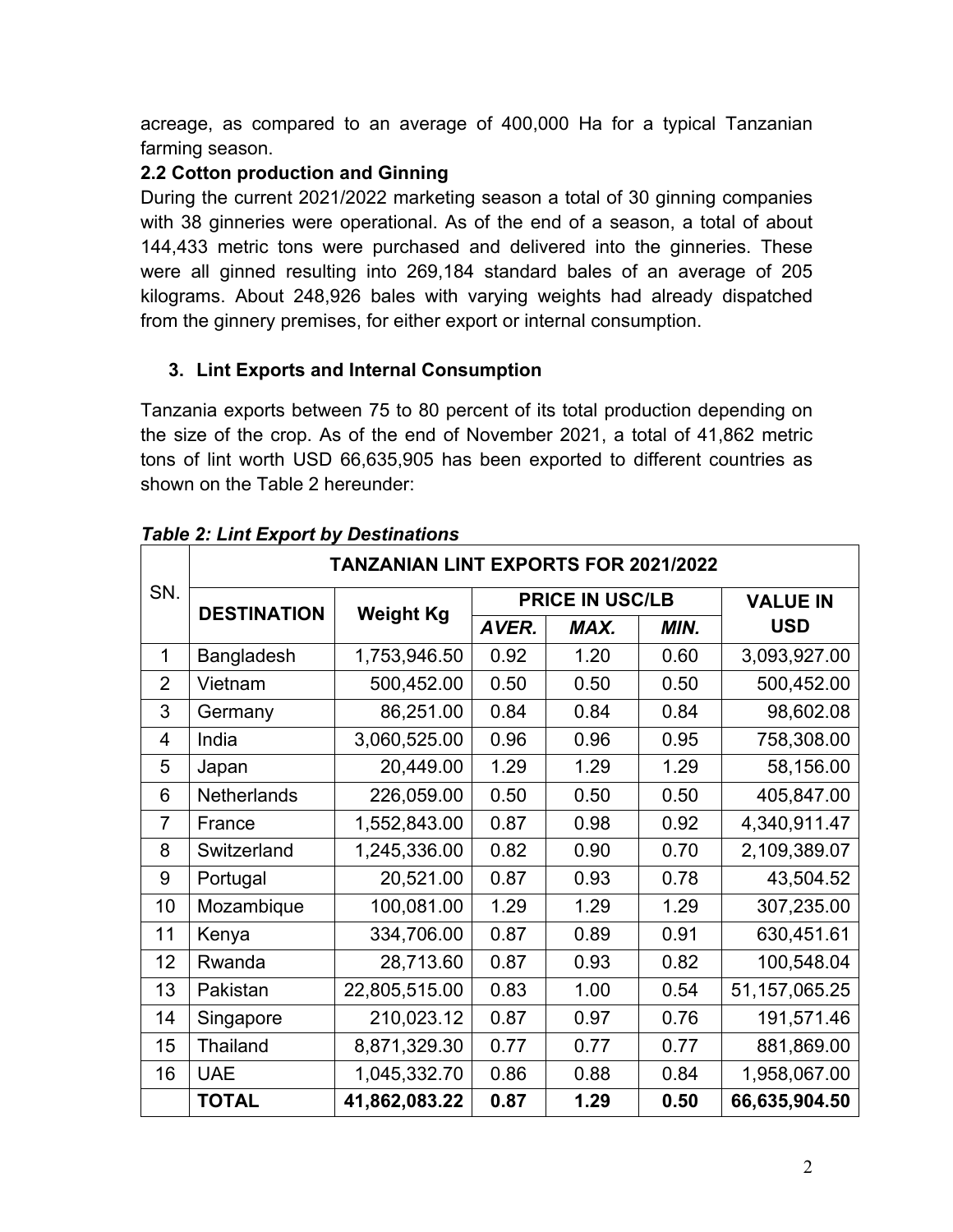acreage, as compared to an average of 400,000 Ha for a typical Tanzanian farming season.

**2.2 Cotton production and Ginning**

During the current 2021/2022 marketing season a total of 30 ginning companies with 38 ginneries were operational. As of the end of a season, a total of about 144,433 metric tons were purchased and delivered into the ginneries. These were all ginned resulting into 269,184 standard bales of an average of 205 kilograms. About 248,926 bales with varying weights had already dispatched from the ginnery premises, for either export or internal consumption.

## 3. Lint Exports and Internal Consumption

Tanzania exports between 75 to 80 percent of its total production depending on the size of the crop. As of the end of November 2021, a total of 41,862 metric tons of lint worth USD 66,635,905 has been exported to different countries as shown on the Table 2 hereunder:

***Table 2: Lint Export by Destinations***

| SN. | TANZANIAN LINT EXPORTS FOR 2021/2022 | | | | | |
|---|---|---|---|---|---|---|
| | **DESTINATION** | **Weight Kg** | **PRICE IN USC/LB** | | | **VALUE IN USD** |
| | | | ***AVER.*** | ***MAX.*** | ***MIN.*** | |
| 1 | Bangladesh | 1,753,946.50 | 0.92 | 1.20 | 0.60 | 3,093,927.00 |
| 2 | Vietnam | 500,452.00 | 0.50 | 0.50 | 0.50 | 500,452.00 |
| 3 | Germany | 86,251.00 | 0.84 | 0.84 | 0.84 | 98,602.08 |
| 4 | India | 3,060,525.00 | 0.96 | 0.96 | 0.95 | 758,308.00 |
| 5 | Japan | 20,449.00 | 1.29 | 1.29 | 1.29 | 58,156.00 |
| 6 | Netherlands | 226,059.00 | 0.50 | 0.50 | 0.50 | 405,847.00 |
| 7 | France | 1,552,843.00 | 0.87 | 0.98 | 0.92 | 4,340,911.47 |
| 8 | Switzerland | 1,245,336.00 | 0.82 | 0.90 | 0.70 | 2,109,389.07 |
| 9 | Portugal | 20,521.00 | 0.87 | 0.93 | 0.78 | 43,504.52 |
| 10 | Mozambique | 100,081.00 | 1.29 | 1.29 | 1.29 | 307,235.00 |
| 11 | Kenya | 334,706.00 | 0.87 | 0.89 | 0.91 | 630,451.61 |
| 12 | Rwanda | 28,713.60 | 0.87 | 0.93 | 0.82 | 100,548.04 |
| 13 | Pakistan | 22,805,515.00 | 0.83 | 1.00 | 0.54 | 51,157,065.25 |
| 14 | Singapore | 210,023.12 | 0.87 | 0.97 | 0.76 | 191,571.46 |
| 15 | Thailand | 8,871,329.30 | 0.77 | 0.77 | 0.77 | 881,869.00 |
| 16 | UAE | 1,045,332.70 | 0.86 | 0.88 | 0.84 | 1,958,067.00 |
| | **TOTAL** | **41,862,083.22** | **0.87** | **1.29** | **0.50** | **66,635,904.50** |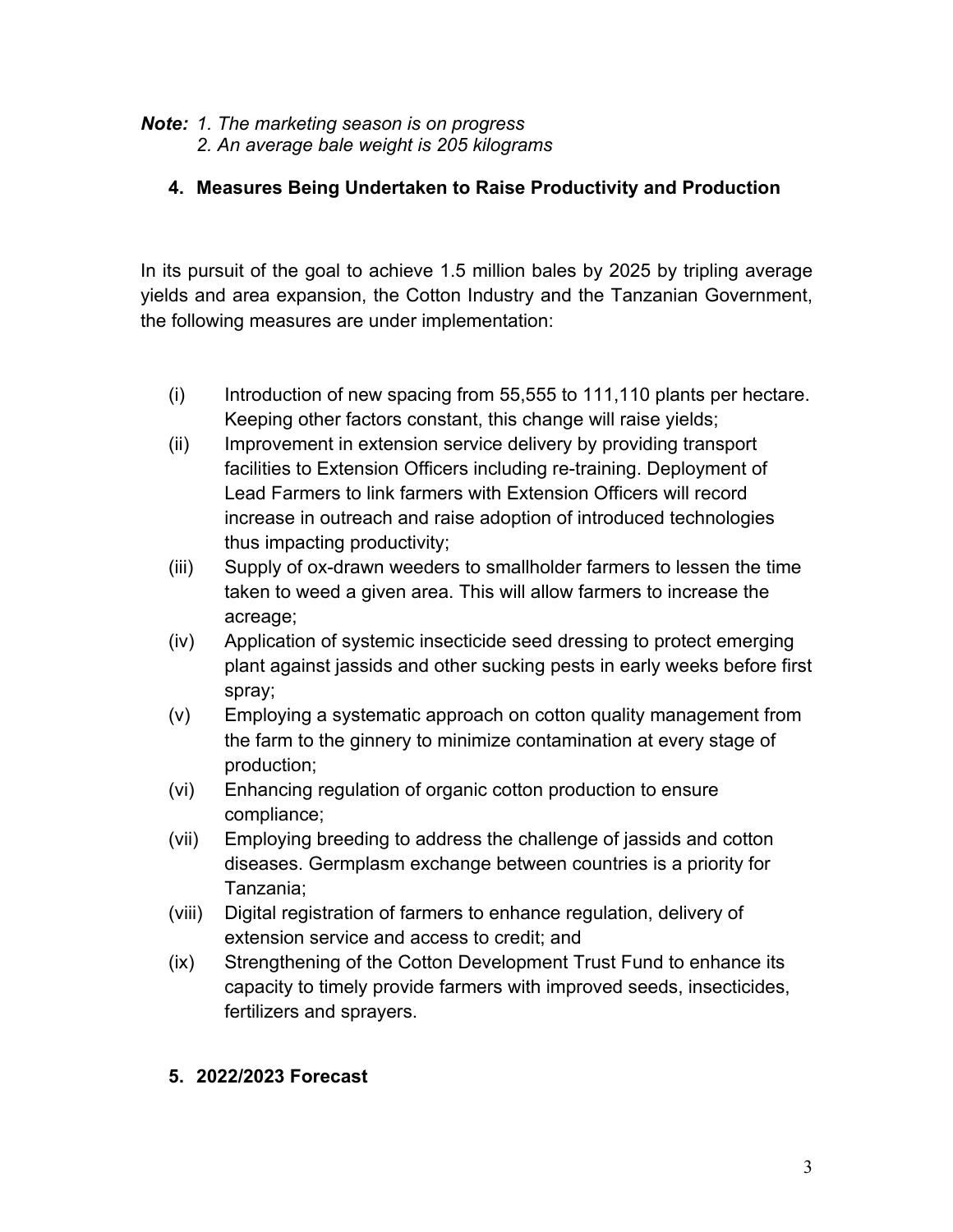***Note:*** *1. The marketing season is on progress*
*2. An average bale weight is 205 kilograms*

## 4. Measures Being Undertaken to Raise Productivity and Production

In its pursuit of the goal to achieve 1.5 million bales by 2025 by tripling average yields and area expansion, the Cotton Industry and the Tanzanian Government, the following measures are under implementation:

(i) Introduction of new spacing from 55,555 to 111,110 plants per hectare. Keeping other factors constant, this change will raise yields;

(ii) Improvement in extension service delivery by providing transport facilities to Extension Officers including re-training. Deployment of Lead Farmers to link farmers with Extension Officers will record increase in outreach and raise adoption of introduced technologies thus impacting productivity;

(iii) Supply of ox-drawn weeders to smallholder farmers to lessen the time taken to weed a given area. This will allow farmers to increase the acreage;

(iv) Application of systemic insecticide seed dressing to protect emerging plant against jassids and other sucking pests in early weeks before first spray;

(v) Employing a systematic approach on cotton quality management from the farm to the ginnery to minimize contamination at every stage of production;

(vi) Enhancing regulation of organic cotton production to ensure compliance;

(vii) Employing breeding to address the challenge of jassids and cotton diseases. Germplasm exchange between countries is a priority for Tanzania;

(viii) Digital registration of farmers to enhance regulation, delivery of extension service and access to credit; and

(ix) Strengthening of the Cotton Development Trust Fund to enhance its capacity to timely provide farmers with improved seeds, insecticides, fertilizers and sprayers.

## 5. 2022/2023 Forecast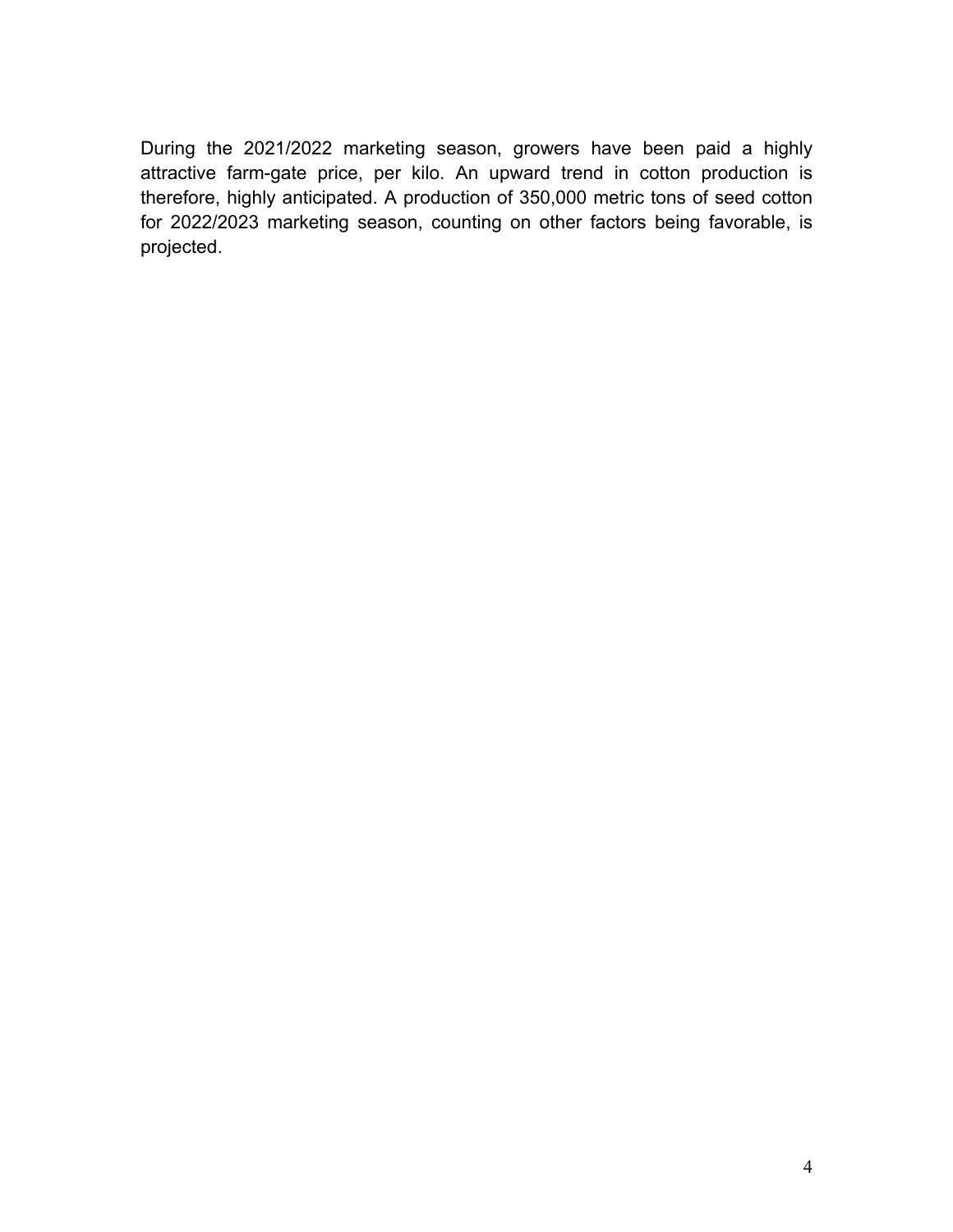During the 2021/2022 marketing season, growers have been paid a highly attractive farm-gate price, per kilo. An upward trend in cotton production is therefore, highly anticipated. A production of 350,000 metric tons of seed cotton for 2022/2023 marketing season, counting on other factors being favorable, is projected.